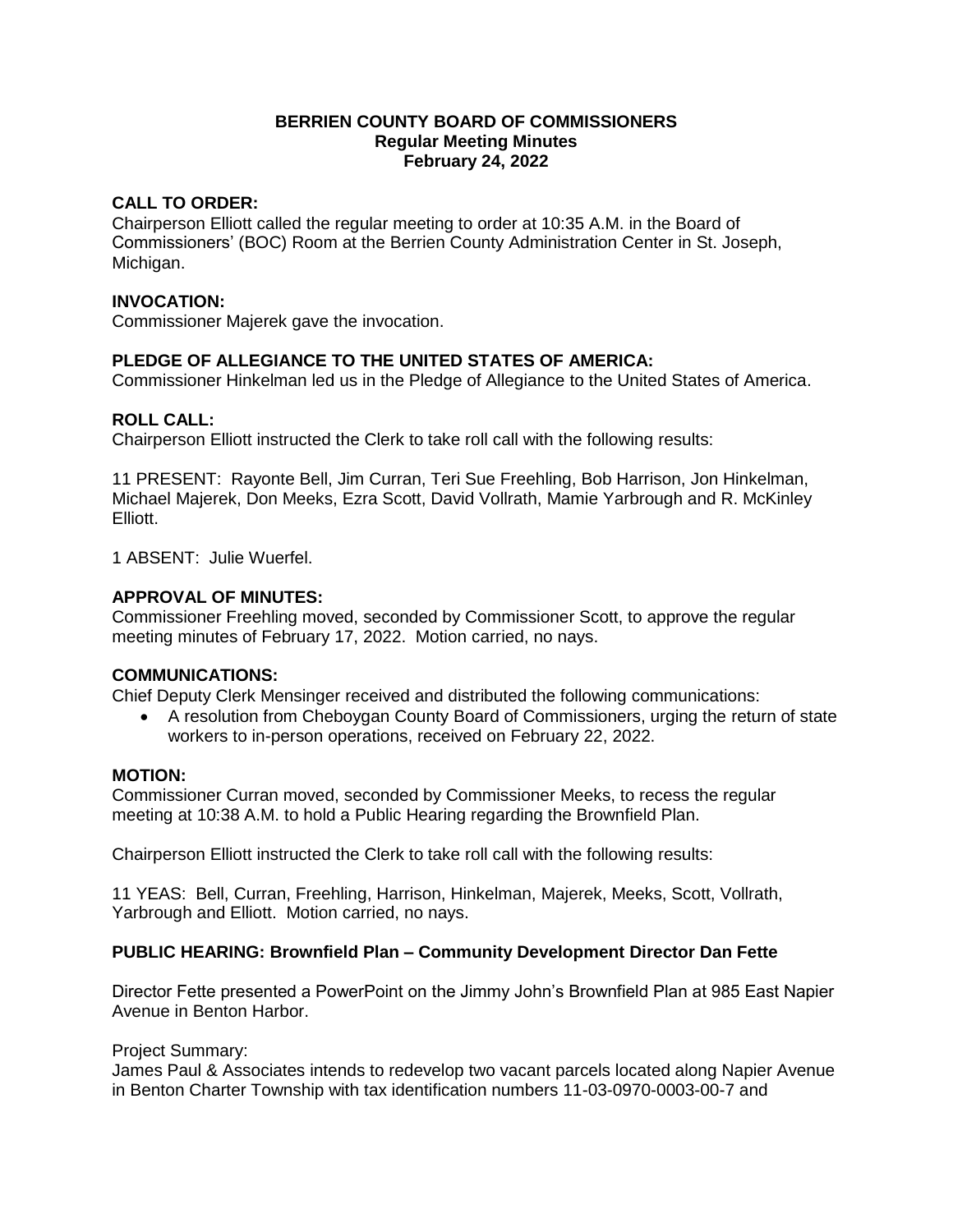# BERRIEN COUNTY BOARD OF COMMISSIONERS
## Regular Meeting Minutes
## February 24, 2022

### CALL TO ORDER:

Chairperson Elliott called the regular meeting to order at 10:35 A.M. in the Board of Commissioners' (BOC) Room at the Berrien County Administration Center in St. Joseph, Michigan.

### INVOCATION:

Commissioner Majerek gave the invocation.

### PLEDGE OF ALLEGIANCE TO THE UNITED STATES OF AMERICA:

Commissioner Hinkelman led us in the Pledge of Allegiance to the United States of America.

### ROLL CALL:

Chairperson Elliott instructed the Clerk to take roll call with the following results:

11 PRESENT: Rayonte Bell, Jim Curran, Teri Sue Freehling, Bob Harrison, Jon Hinkelman, Michael Majerek, Don Meeks, Ezra Scott, David Vollrath, Mamie Yarbrough and R. McKinley Elliott.

1 ABSENT: Julie Wuerfel.

### APPROVAL OF MINUTES:

Commissioner Freehling moved, seconded by Commissioner Scott, to approve the regular meeting minutes of February 17, 2022. Motion carried, no nays.

### COMMUNICATIONS:

Chief Deputy Clerk Mensinger received and distributed the following communications:

- A resolution from Cheboygan County Board of Commissioners, urging the return of state workers to in-person operations, received on February 22, 2022.

### MOTION:

Commissioner Curran moved, seconded by Commissioner Meeks, to recess the regular meeting at 10:38 A.M. to hold a Public Hearing regarding the Brownfield Plan.

Chairperson Elliott instructed the Clerk to take roll call with the following results:

11 YEAS: Bell, Curran, Freehling, Harrison, Hinkelman, Majerek, Meeks, Scott, Vollrath, Yarbrough and Elliott. Motion carried, no nays.

### PUBLIC HEARING: Brownfield Plan – Community Development Director Dan Fette

Director Fette presented a PowerPoint on the Jimmy John's Brownfield Plan at 985 East Napier Avenue in Benton Harbor.

Project Summary:
James Paul & Associates intends to redevelop two vacant parcels located along Napier Avenue in Benton Charter Township with tax identification numbers 11-03-0970-0003-00-7 and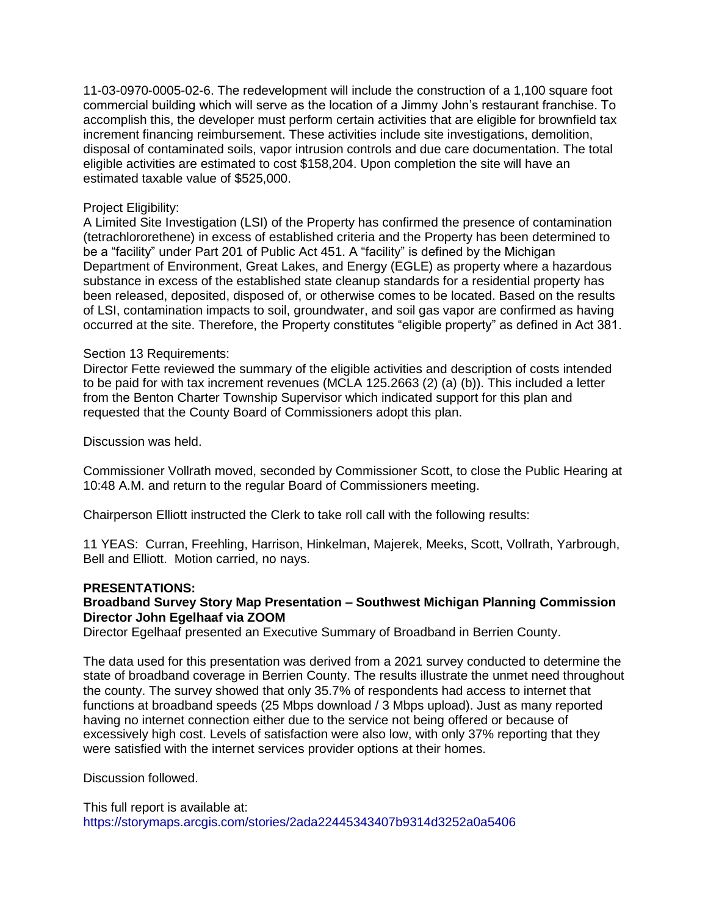11-03-0970-0005-02-6. The redevelopment will include the construction of a 1,100 square foot commercial building which will serve as the location of a Jimmy John's restaurant franchise. To accomplish this, the developer must perform certain activities that are eligible for brownfield tax increment financing reimbursement. These activities include site investigations, demolition, disposal of contaminated soils, vapor intrusion controls and due care documentation. The total eligible activities are estimated to cost $158,204. Upon completion the site will have an estimated taxable value of $525,000.

Project Eligibility:
A Limited Site Investigation (LSI) of the Property has confirmed the presence of contamination (tetrachlororethene) in excess of established criteria and the Property has been determined to be a "facility" under Part 201 of Public Act 451. A "facility" is defined by the Michigan Department of Environment, Great Lakes, and Energy (EGLE) as property where a hazardous substance in excess of the established state cleanup standards for a residential property has been released, deposited, disposed of, or otherwise comes to be located. Based on the results of LSI, contamination impacts to soil, groundwater, and soil gas vapor are confirmed as having occurred at the site. Therefore, the Property constitutes "eligible property" as defined in Act 381.

Section 13 Requirements:
Director Fette reviewed the summary of the eligible activities and description of costs intended to be paid for with tax increment revenues (MCLA 125.2663 (2) (a) (b)). This included a letter from the Benton Charter Township Supervisor which indicated support for this plan and requested that the County Board of Commissioners adopt this plan.

Discussion was held.

Commissioner Vollrath moved, seconded by Commissioner Scott, to close the Public Hearing at 10:48 A.M. and return to the regular Board of Commissioners meeting.

Chairperson Elliott instructed the Clerk to take roll call with the following results:

11 YEAS: Curran, Freehling, Harrison, Hinkelman, Majerek, Meeks, Scott, Vollrath, Yarbrough, Bell and Elliott. Motion carried, no nays.

**PRESENTATIONS:**

**Broadband Survey Story Map Presentation – Southwest Michigan Planning Commission Director John Egelhaaf via ZOOM**

Director Egelhaaf presented an Executive Summary of Broadband in Berrien County.

The data used for this presentation was derived from a 2021 survey conducted to determine the state of broadband coverage in Berrien County. The results illustrate the unmet need throughout the county. The survey showed that only 35.7% of respondents had access to internet that functions at broadband speeds (25 Mbps download / 3 Mbps upload). Just as many reported having no internet connection either due to the service not being offered or because of excessively high cost. Levels of satisfaction were also low, with only 37% reporting that they were satisfied with the internet services provider options at their homes.

Discussion followed.

This full report is available at:
https://storymaps.arcgis.com/stories/2ada22445343407b9314d3252a0a5406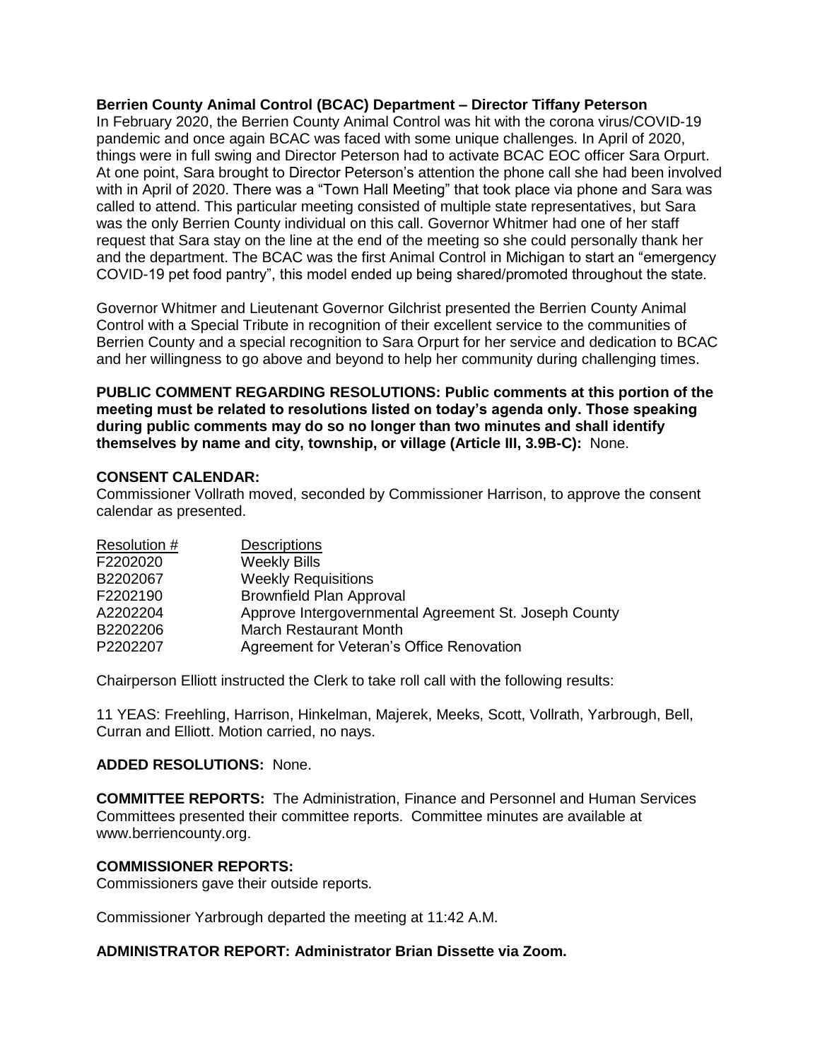**Berrien County Animal Control (BCAC) Department – Director Tiffany Peterson**

In February 2020, the Berrien County Animal Control was hit with the corona virus/COVID-19 pandemic and once again BCAC was faced with some unique challenges. In April of 2020, things were in full swing and Director Peterson had to activate BCAC EOC officer Sara Orpurt. At one point, Sara brought to Director Peterson's attention the phone call she had been involved with in April of 2020. There was a "Town Hall Meeting" that took place via phone and Sara was called to attend. This particular meeting consisted of multiple state representatives, but Sara was the only Berrien County individual on this call. Governor Whitmer had one of her staff request that Sara stay on the line at the end of the meeting so she could personally thank her and the department. The BCAC was the first Animal Control in Michigan to start an "emergency COVID-19 pet food pantry", this model ended up being shared/promoted throughout the state.

Governor Whitmer and Lieutenant Governor Gilchrist presented the Berrien County Animal Control with a Special Tribute in recognition of their excellent service to the communities of Berrien County and a special recognition to Sara Orpurt for her service and dedication to BCAC and her willingness to go above and beyond to help her community during challenging times.

**PUBLIC COMMENT REGARDING RESOLUTIONS: Public comments at this portion of the meeting must be related to resolutions listed on today's agenda only. Those speaking during public comments may do so no longer than two minutes and shall identify themselves by name and city, township, or village (Article III, 3.9B-C):** None.

**CONSENT CALENDAR:**

Commissioner Vollrath moved, seconded by Commissioner Harrison, to approve the consent calendar as presented.

| Resolution # | Descriptions |
|---|---|
| F2202020 | Weekly Bills |
| B2202067 | Weekly Requisitions |
| F2202190 | Brownfield Plan Approval |
| A2202204 | Approve Intergovernmental Agreement St. Joseph County |
| B2202206 | March Restaurant Month |
| P2202207 | Agreement for Veteran's Office Renovation |

Chairperson Elliott instructed the Clerk to take roll call with the following results:

11 YEAS: Freehling, Harrison, Hinkelman, Majerek, Meeks, Scott, Vollrath, Yarbrough, Bell, Curran and Elliott. Motion carried, no nays.

**ADDED RESOLUTIONS:** None.

**COMMITTEE REPORTS:** The Administration, Finance and Personnel and Human Services Committees presented their committee reports. Committee minutes are available at www.berriencounty.org.

**COMMISSIONER REPORTS:**

Commissioners gave their outside reports.

Commissioner Yarbrough departed the meeting at 11:42 A.M.

**ADMINISTRATOR REPORT: Administrator Brian Dissette via Zoom.**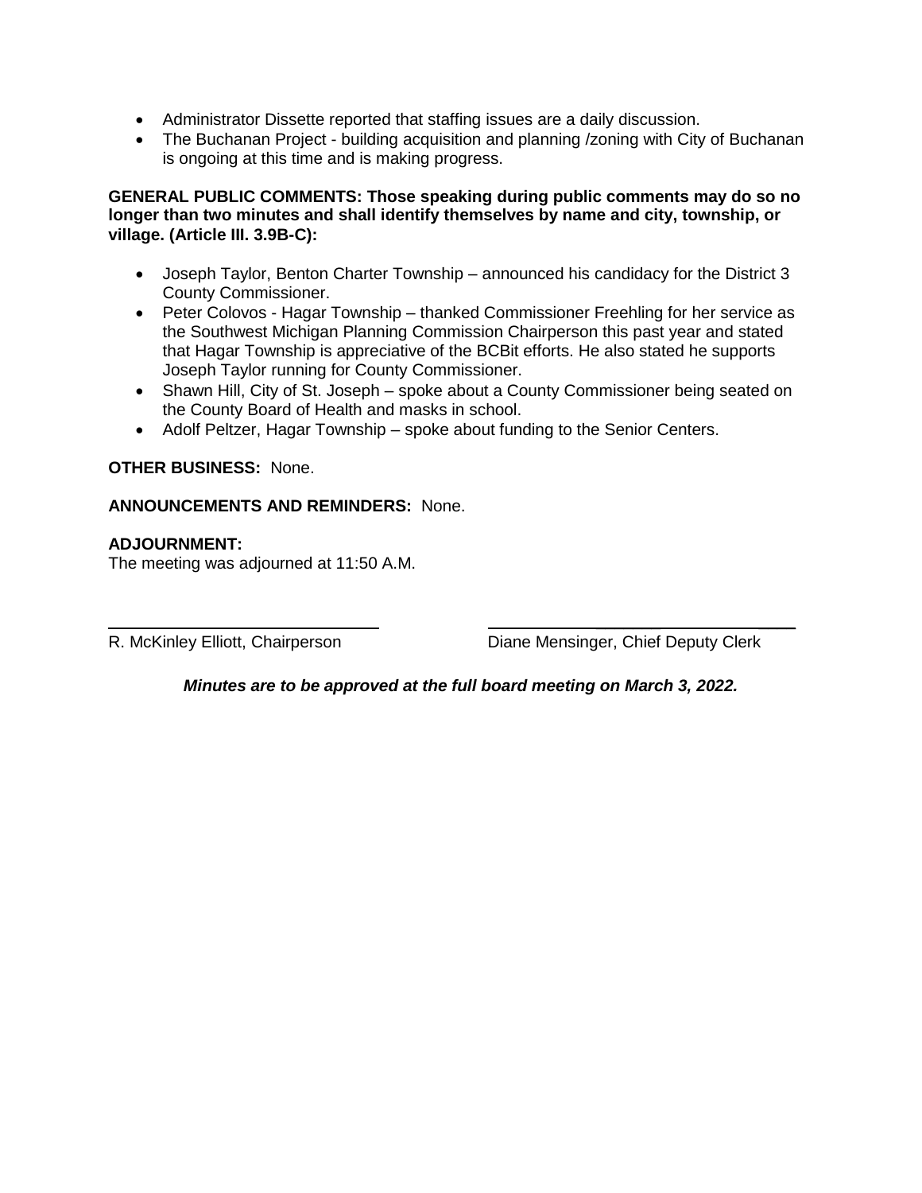- Administrator Dissette reported that staffing issues are a daily discussion.
- The Buchanan Project - building acquisition and planning /zoning with City of Buchanan is ongoing at this time and is making progress.

**GENERAL PUBLIC COMMENTS: Those speaking during public comments may do so no longer than two minutes and shall identify themselves by name and city, township, or village. (Article III. 3.9B-C):**

- Joseph Taylor, Benton Charter Township – announced his candidacy for the District 3 County Commissioner.
- Peter Colovos - Hagar Township – thanked Commissioner Freehling for her service as the Southwest Michigan Planning Commission Chairperson this past year and stated that Hagar Township is appreciative of the BCBit efforts. He also stated he supports Joseph Taylor running for County Commissioner.
- Shawn Hill, City of St. Joseph – spoke about a County Commissioner being seated on the County Board of Health and masks in school.
- Adolf Peltzer, Hagar Township – spoke about funding to the Senior Centers.

**OTHER BUSINESS:** None.

**ANNOUNCEMENTS AND REMINDERS:** None.

**ADJOURNMENT:**
The meeting was adjourned at 11:50 A.M.

R. McKinley Elliott, Chairperson

Diane Mensinger, Chief Deputy Clerk

***Minutes are to be approved at the full board meeting on March 3, 2022.***